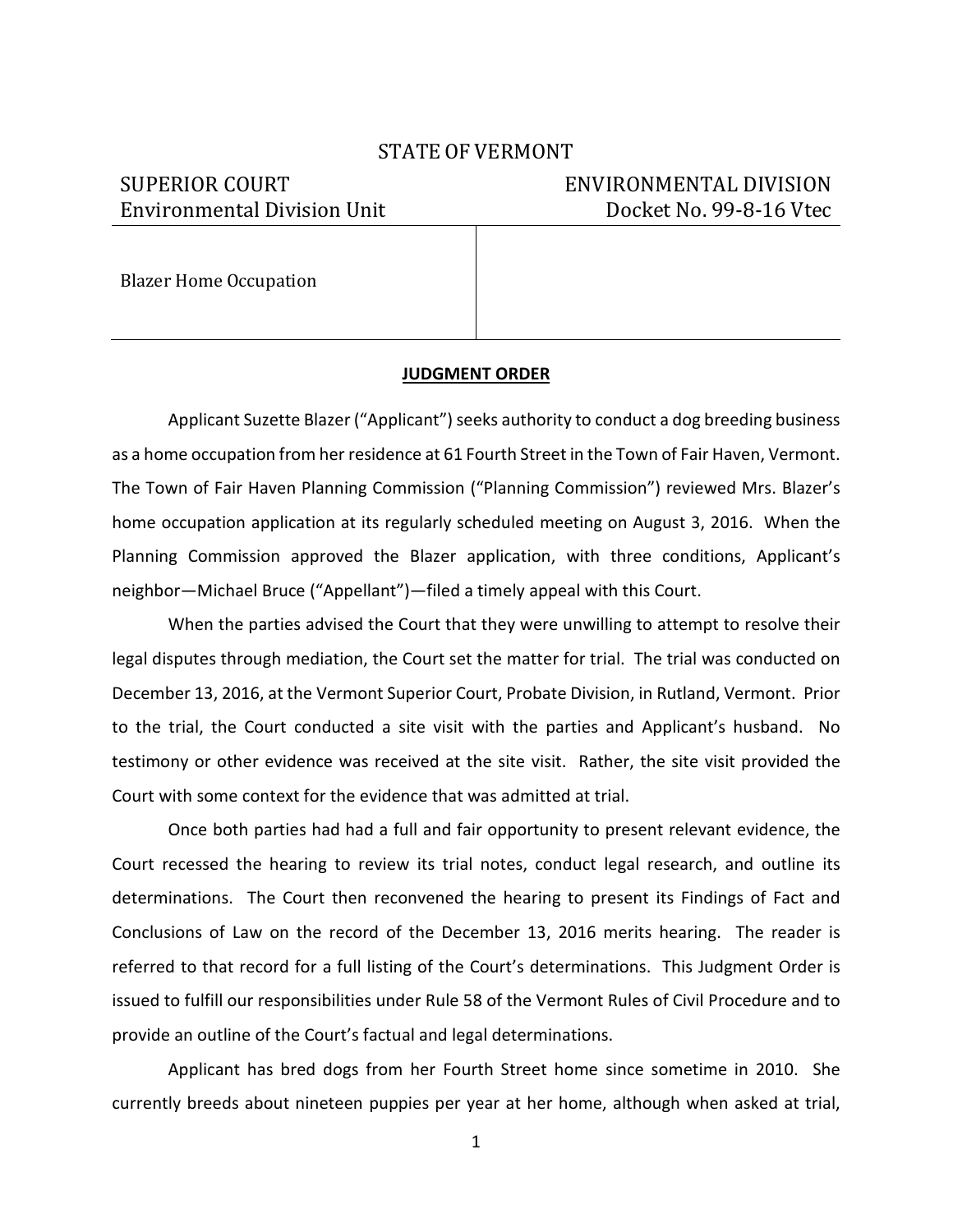STATE OF VERMONT

| SUPERIOR COURT | ENVIRONMENTAL DIVISION |
| --- | --- |
| Environmental Division Unit | Docket No. 99-8-16 Vtec |

Blazer Home Occupation

**JUDGMENT ORDER**

Applicant Suzette Blazer ("Applicant") seeks authority to conduct a dog breeding business as a home occupation from her residence at 61 Fourth Street in the Town of Fair Haven, Vermont. The Town of Fair Haven Planning Commission ("Planning Commission") reviewed Mrs. Blazer's home occupation application at its regularly scheduled meeting on August 3, 2016. When the Planning Commission approved the Blazer application, with three conditions, Applicant's neighbor—Michael Bruce ("Appellant")—filed a timely appeal with this Court.

When the parties advised the Court that they were unwilling to attempt to resolve their legal disputes through mediation, the Court set the matter for trial. The trial was conducted on December 13, 2016, at the Vermont Superior Court, Probate Division, in Rutland, Vermont. Prior to the trial, the Court conducted a site visit with the parties and Applicant's husband. No testimony or other evidence was received at the site visit. Rather, the site visit provided the Court with some context for the evidence that was admitted at trial.

Once both parties had had a full and fair opportunity to present relevant evidence, the Court recessed the hearing to review its trial notes, conduct legal research, and outline its determinations. The Court then reconvened the hearing to present its Findings of Fact and Conclusions of Law on the record of the December 13, 2016 merits hearing. The reader is referred to that record for a full listing of the Court's determinations. This Judgment Order is issued to fulfill our responsibilities under Rule 58 of the Vermont Rules of Civil Procedure and to provide an outline of the Court's factual and legal determinations.

Applicant has bred dogs from her Fourth Street home since sometime in 2010. She currently breeds about nineteen puppies per year at her home, although when asked at trial,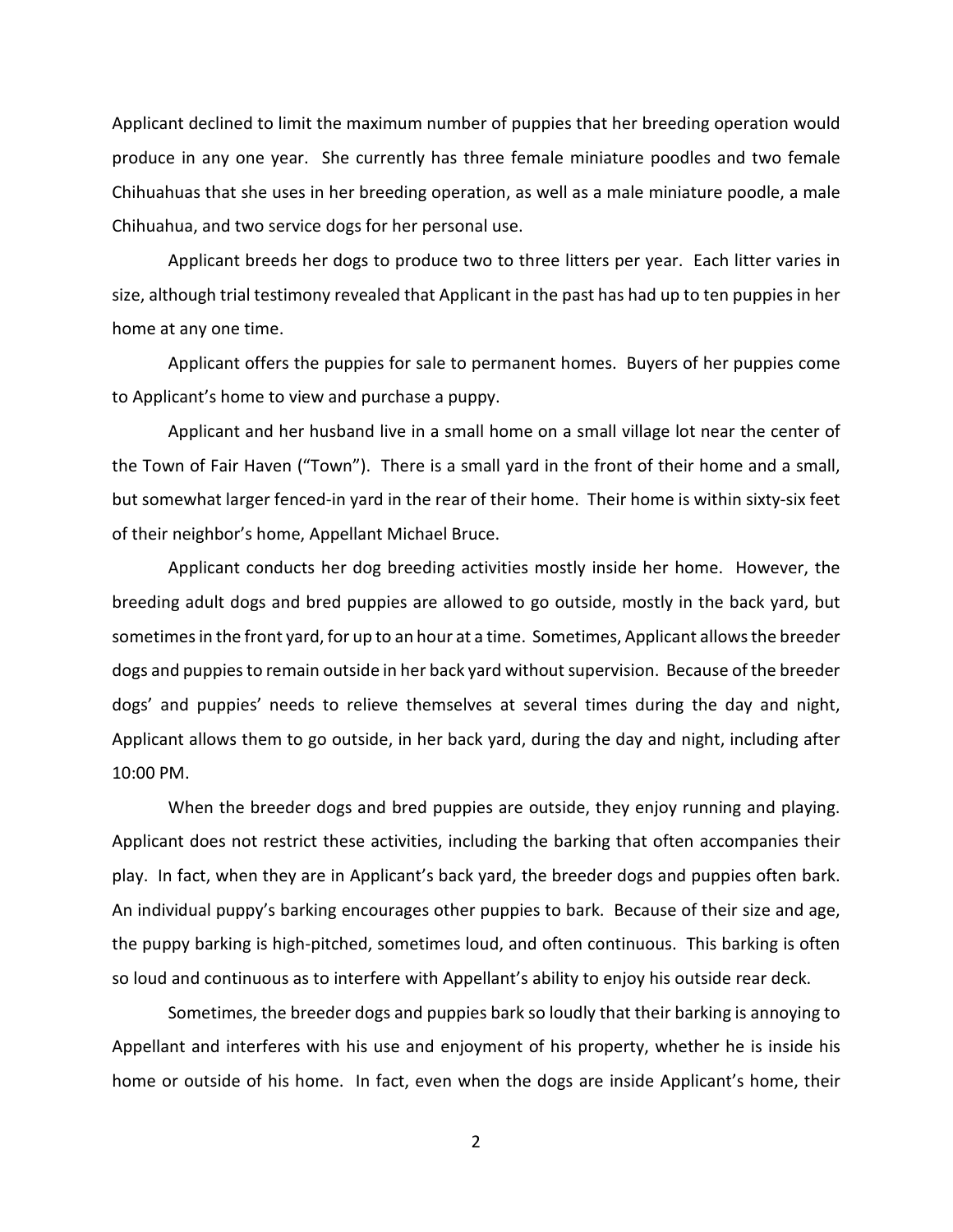Applicant declined to limit the maximum number of puppies that her breeding operation would produce in any one year. She currently has three female miniature poodles and two female Chihuahuas that she uses in her breeding operation, as well as a male miniature poodle, a male Chihuahua, and two service dogs for her personal use.

Applicant breeds her dogs to produce two to three litters per year. Each litter varies in size, although trial testimony revealed that Applicant in the past has had up to ten puppies in her home at any one time.

Applicant offers the puppies for sale to permanent homes. Buyers of her puppies come to Applicant's home to view and purchase a puppy.

Applicant and her husband live in a small home on a small village lot near the center of the Town of Fair Haven ("Town"). There is a small yard in the front of their home and a small, but somewhat larger fenced-in yard in the rear of their home. Their home is within sixty-six feet of their neighbor's home, Appellant Michael Bruce.

Applicant conducts her dog breeding activities mostly inside her home. However, the breeding adult dogs and bred puppies are allowed to go outside, mostly in the back yard, but sometimes in the front yard, for up to an hour at a time. Sometimes, Applicant allows the breeder dogs and puppies to remain outside in her back yard without supervision. Because of the breeder dogs' and puppies' needs to relieve themselves at several times during the day and night, Applicant allows them to go outside, in her back yard, during the day and night, including after 10:00 PM.

When the breeder dogs and bred puppies are outside, they enjoy running and playing. Applicant does not restrict these activities, including the barking that often accompanies their play. In fact, when they are in Applicant's back yard, the breeder dogs and puppies often bark. An individual puppy's barking encourages other puppies to bark. Because of their size and age, the puppy barking is high-pitched, sometimes loud, and often continuous. This barking is often so loud and continuous as to interfere with Appellant's ability to enjoy his outside rear deck.

Sometimes, the breeder dogs and puppies bark so loudly that their barking is annoying to Appellant and interferes with his use and enjoyment of his property, whether he is inside his home or outside of his home. In fact, even when the dogs are inside Applicant's home, their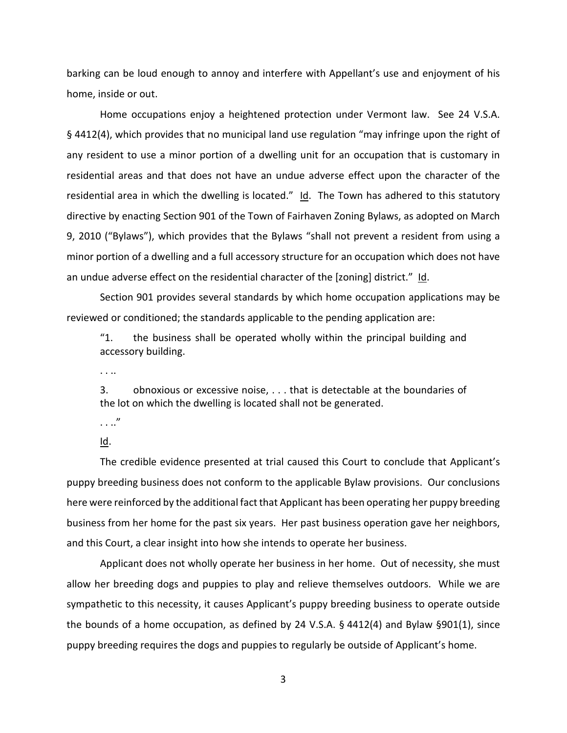barking can be loud enough to annoy and interfere with Appellant's use and enjoyment of his home, inside or out.

Home occupations enjoy a heightened protection under Vermont law. See 24 V.S.A. § 4412(4), which provides that no municipal land use regulation "may infringe upon the right of any resident to use a minor portion of a dwelling unit for an occupation that is customary in residential areas and that does not have an undue adverse effect upon the character of the residential area in which the dwelling is located." Id. The Town has adhered to this statutory directive by enacting Section 901 of the Town of Fairhaven Zoning Bylaws, as adopted on March 9, 2010 ("Bylaws"), which provides that the Bylaws "shall not prevent a resident from using a minor portion of a dwelling and a full accessory structure for an occupation which does not have an undue adverse effect on the residential character of the [zoning] district." Id.

Section 901 provides several standards by which home occupation applications may be reviewed or conditioned; the standards applicable to the pending application are:

> "1. the business shall be operated wholly within the principal building and accessory building.
>
> . . ..
>
> 3. obnoxious or excessive noise, . . . that is detectable at the boundaries of the lot on which the dwelling is located shall not be generated.
>
> . . .."
>
> Id.

The credible evidence presented at trial caused this Court to conclude that Applicant's puppy breeding business does not conform to the applicable Bylaw provisions. Our conclusions here were reinforced by the additional fact that Applicant has been operating her puppy breeding business from her home for the past six years. Her past business operation gave her neighbors, and this Court, a clear insight into how she intends to operate her business.

Applicant does not wholly operate her business in her home. Out of necessity, she must allow her breeding dogs and puppies to play and relieve themselves outdoors. While we are sympathetic to this necessity, it causes Applicant's puppy breeding business to operate outside the bounds of a home occupation, as defined by 24 V.S.A. § 4412(4) and Bylaw §901(1), since puppy breeding requires the dogs and puppies to regularly be outside of Applicant's home.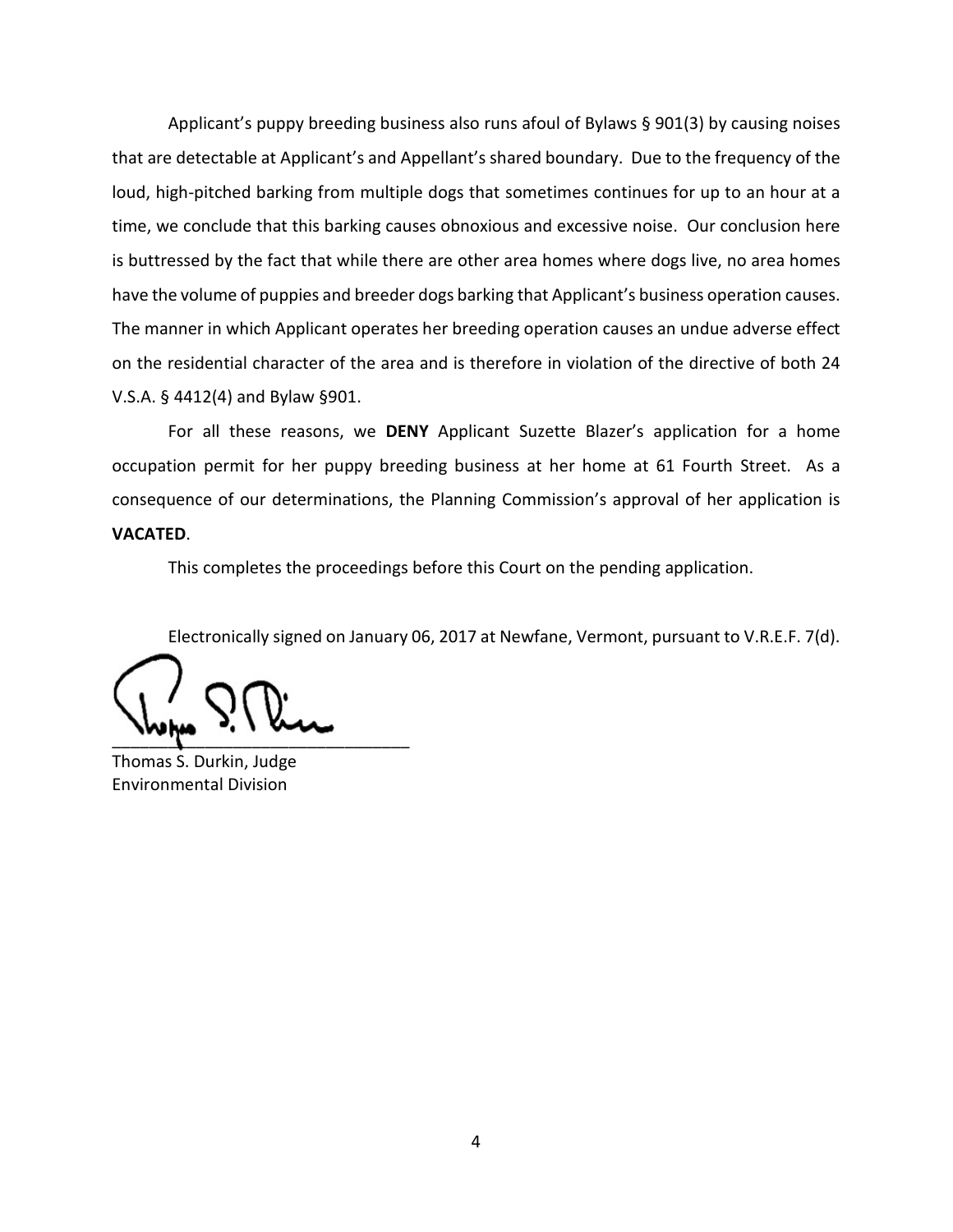Applicant's puppy breeding business also runs afoul of Bylaws § 901(3) by causing noises that are detectable at Applicant's and Appellant's shared boundary. Due to the frequency of the loud, high-pitched barking from multiple dogs that sometimes continues for up to an hour at a time, we conclude that this barking causes obnoxious and excessive noise. Our conclusion here is buttressed by the fact that while there are other area homes where dogs live, no area homes have the volume of puppies and breeder dogs barking that Applicant's business operation causes. The manner in which Applicant operates her breeding operation causes an undue adverse effect on the residential character of the area and is therefore in violation of the directive of both 24 V.S.A. § 4412(4) and Bylaw §901.

For all these reasons, we **DENY** Applicant Suzette Blazer's application for a home occupation permit for her puppy breeding business at her home at 61 Fourth Street. As a consequence of our determinations, the Planning Commission's approval of her application is **VACATED**.

This completes the proceedings before this Court on the pending application.

Electronically signed on January 06, 2017 at Newfane, Vermont, pursuant to V.R.E.F. 7(d).

_________________________________
Thomas S. Durkin, Judge
Environmental Division